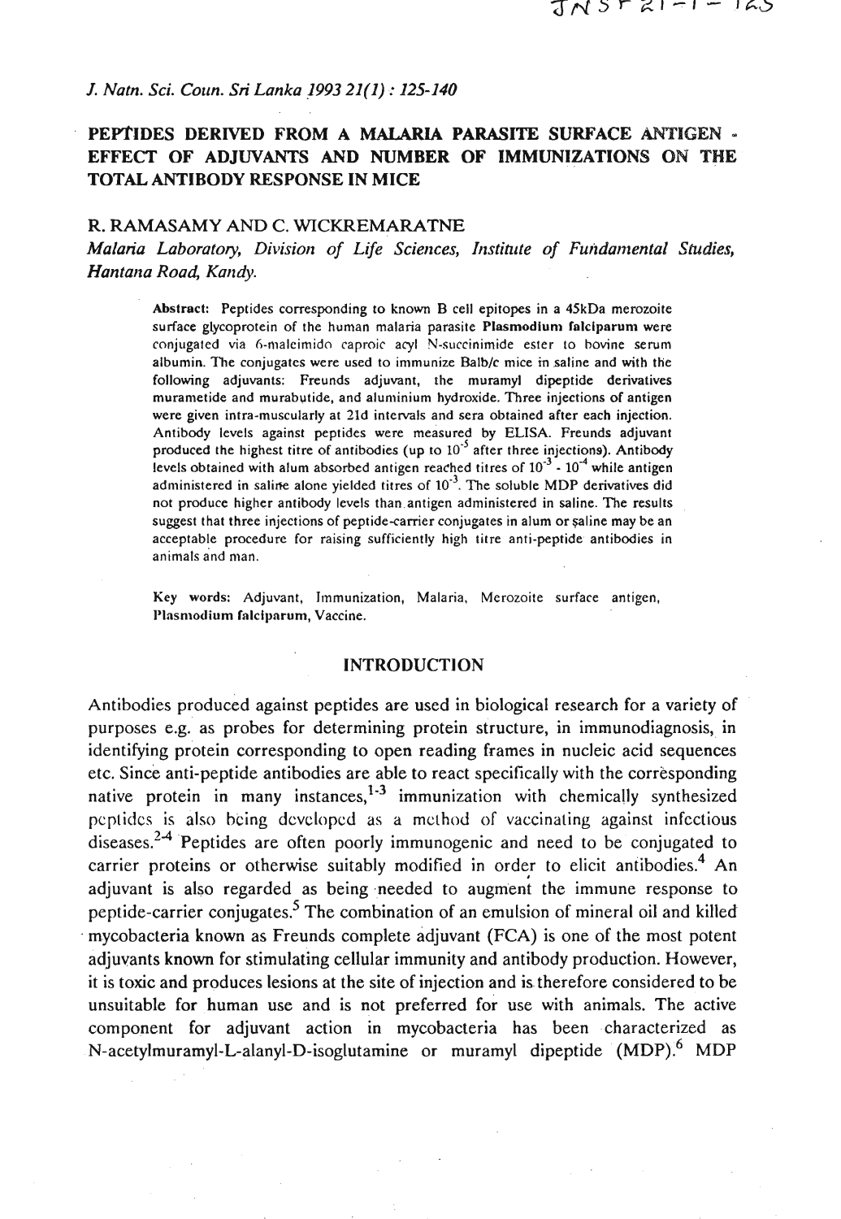# PEPTIDES DERIVED FROM A MALARIA PARASITE SURFACE ANTIGEN - EFFECT OF ADJUVANTS AND NUMBER OF IMMUNIZATIONS ON THE TOTAL ANTIBODY RESPONSE IN MICE

R. RAMASAMY AND C. WICKREMARATNE

*Malaria Laboratory, Division of Life Sciences, Institute of Fundamental Studies, Hantana Road, Kandy.*

**Abstract:** Peptides corresponding to known B cell epitopes in a 45kDa merozoite surface glycoprotein of the human malaria parasite **Plasmodium falciparum** were conjugated via 6-maleimido caproic acyl N-succinimide ester to bovine serum albumin. The conjugates were used to immunize Balb/c mice in saline and with the following adjuvants: Freunds adjuvant, the muramyl dipeptide derivatives murametide and murabutide, and aluminium hydroxide. Three injections of antigen were given intra-muscularly at 21d intervals and sera obtained after each injection. Antibody levels against peptides were measured by ELISA. Freunds adjuvant produced the highest titre of antibodies (up to $10^{-5}$ after three injections). Antibody levels obtained with alum absorbed antigen reached titres of $10^{-3}$ - $10^{-4}$ while antigen administered in saline alone yielded titres of $10^{-3}$. The soluble MDP derivatives did not produce higher antibody levels than antigen administered in saline. The results suggest that three injections of peptide-carrier conjugates in alum or saline may be an acceptable procedure for raising sufficiently high titre anti-peptide antibodies in animals and man.

**Key words:** Adjuvant, Immunization, Malaria, Merozoite surface antigen, **Plasmodium falciparum**, Vaccine.

## INTRODUCTION

Antibodies produced against peptides are used in biological research for a variety of purposes e.g. as probes for determining protein structure, in immunodiagnosis, in identifying protein corresponding to open reading frames in nucleic acid sequences etc. Since anti-peptide antibodies are able to react specifically with the corresponding native protein in many instances,[1-3] immunization with chemically synthesized peptides is also being developed as a method of vaccinating against infectious diseases.[2-4] Peptides are often poorly immunogenic and need to be conjugated to carrier proteins or otherwise suitably modified in order to elicit antibodies.[4] An adjuvant is also regarded as being needed to augment the immune response to peptide-carrier conjugates.[5] The combination of an emulsion of mineral oil and killed mycobacteria known as Freunds complete adjuvant (FCA) is one of the most potent adjuvants known for stimulating cellular immunity and antibody production. However, it is toxic and produces lesions at the site of injection and is therefore considered to be unsuitable for human use and is not preferred for use with animals. The active component for adjuvant action in mycobacteria has been characterized as N-acetylmuramyl-L-alanyl-D-isoglutamine or muramyl dipeptide (MDP).[6] MDP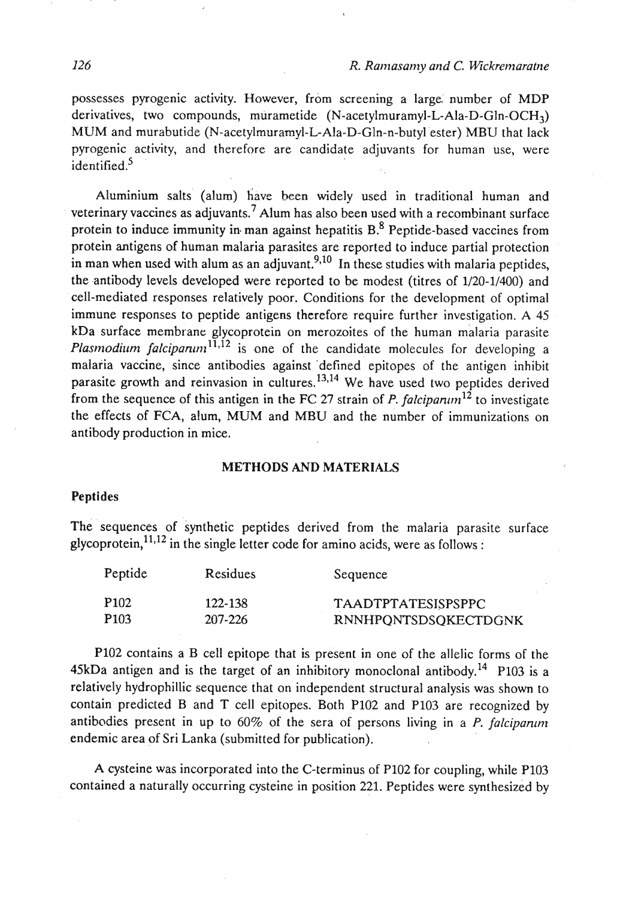possesses pyrogenic activity. However, from screening a large number of MDP derivatives, two compounds, murametide (N-acetylmuramyl-L-Ala-D-Gln-$OCH_3$) MUM and murabutide (N-acetylmuramyl-L-Ala-D-Gln-n-butyl ester) MBU that lack pyrogenic activity, and therefore are candidate adjuvants for human use, were identified.[5]

Aluminium salts (alum) have been widely used in traditional human and veterinary vaccines as adjuvants.[7] Alum has also been used with a recombinant surface protein to induce immunity in man against hepatitis B.[8] Peptide-based vaccines from protein antigens of human malaria parasites are reported to induce partial protection in man when used with alum as an adjuvant.[9,10] In these studies with malaria peptides, the antibody levels developed were reported to be modest (titres of 1/20-1/400) and cell-mediated responses relatively poor. Conditions for the development of optimal immune responses to peptide antigens therefore require further investigation. A 45 kDa surface membrane glycoprotein on merozoites of the human malaria parasite *Plasmodium falciparum*[11,12] is one of the candidate molecules for developing a malaria vaccine, since antibodies against defined epitopes of the antigen inhibit parasite growth and reinvasion in cultures.[13,14] We have used two peptides derived from the sequence of this antigen in the FC 27 strain of *P. falciparum*[12] to investigate the effects of FCA, alum, MUM and MBU and the number of immunizations on antibody production in mice.

## METHODS AND MATERIALS

### Peptides

The sequences of synthetic peptides derived from the malaria parasite surface glycoprotein,[11,12] in the single letter code for amino acids, were as follows :

| Peptide | Residues | Sequence |
|---|---|---|
| P102 | 122-138 | TAADTPTATESISPSPPC |
| P103 | 207-226 | RNNHPQNTSDSQKECTDGNK |

P102 contains a B cell epitope that is present in one of the allelic forms of the 45kDa antigen and is the target of an inhibitory monoclonal antibody.[14] P103 is a relatively hydrophillic sequence that on independent structural analysis was shown to contain predicted B and T cell epitopes. Both P102 and P103 are recognized by antibodies present in up to 60% of the sera of persons living in a *P. falciparum* endemic area of Sri Lanka (submitted for publication).

A cysteine was incorporated into the C-terminus of P102 for coupling, while P103 contained a naturally occurring cysteine in position 221. Peptides were synthesized by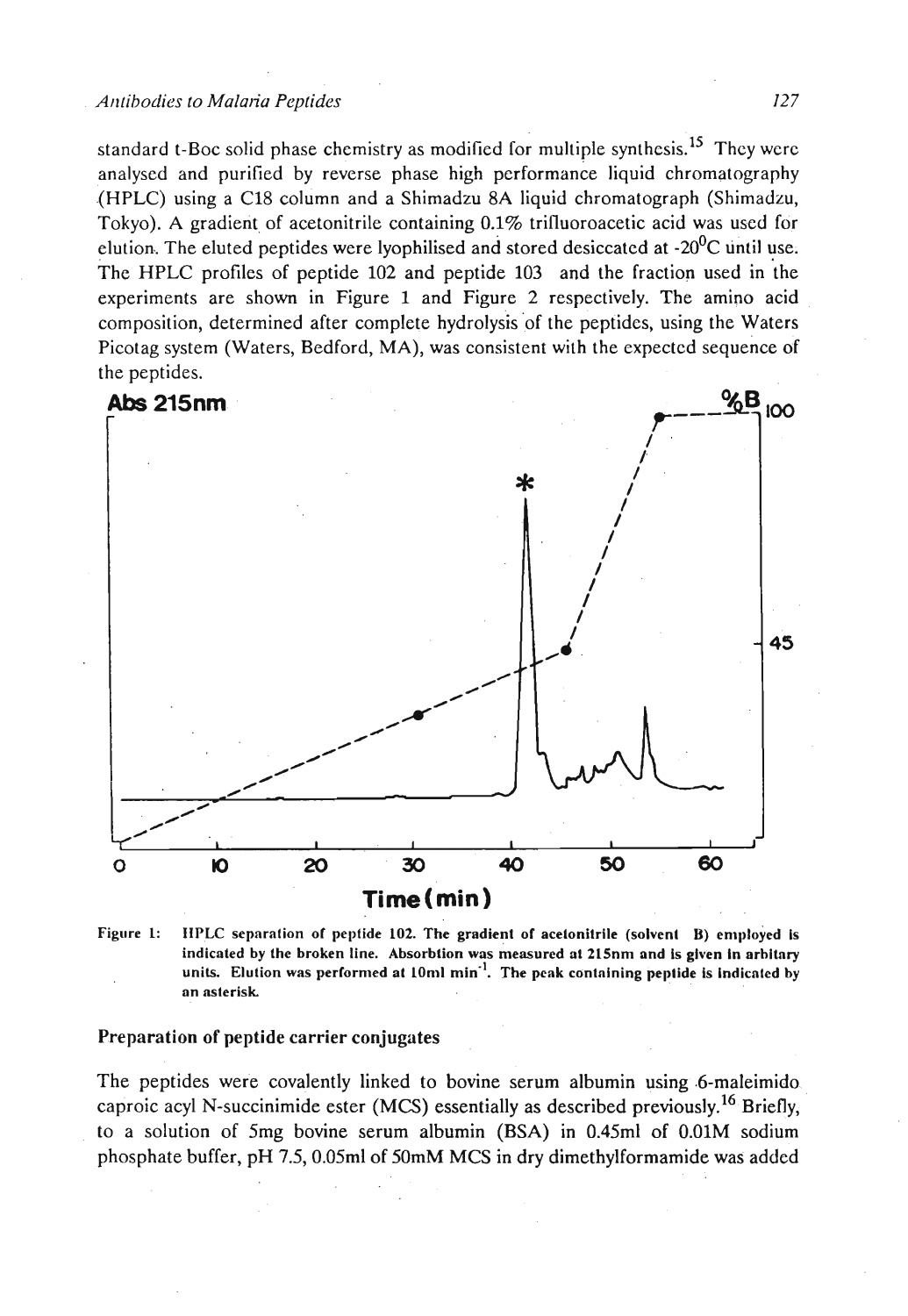standard t-Boc solid phase chemistry as modified for multiple synthesis.[15] They were analysed and purified by reverse phase high performance liquid chromatography (HPLC) using a C18 column and a Shimadzu 8A liquid chromatograph (Shimadzu, Tokyo). A gradient of acetonitrile containing 0.1% trifluoroacetic acid was used for elution. The eluted peptides were lyophilised and stored desiccated at -20°C until use. The HPLC profiles of peptide 102 and peptide 103 and the fraction used in the experiments are shown in Figure 1 and Figure 2 respectively. The amino acid composition, determined after complete hydrolysis of the peptides, using the Waters Picotag system (Waters, Bedford, MA), was consistent with the expected sequence of the peptides.

Figure 1: HPLC separation of peptide 102. The gradient of acetonitrile (solvent B) employed is indicated by the broken line. Absorbtion was measured at 215nm and is given in arbitrary units. Elution was performed at 10ml $min^{-1}$. The peak containing peptide is indicated by an asterisk.

### Preparation of peptide carrier conjugates

The peptides were covalently linked to bovine serum albumin using 6-maleimido caproic acyl N-succinimide ester (MCS) essentially as described previously.[16] Briefly, to a solution of 5mg bovine serum albumin (BSA) in 0.45ml of 0.01M sodium phosphate buffer, pH 7.5, 0.05ml of 50mM MCS in dry dimethylformamide was added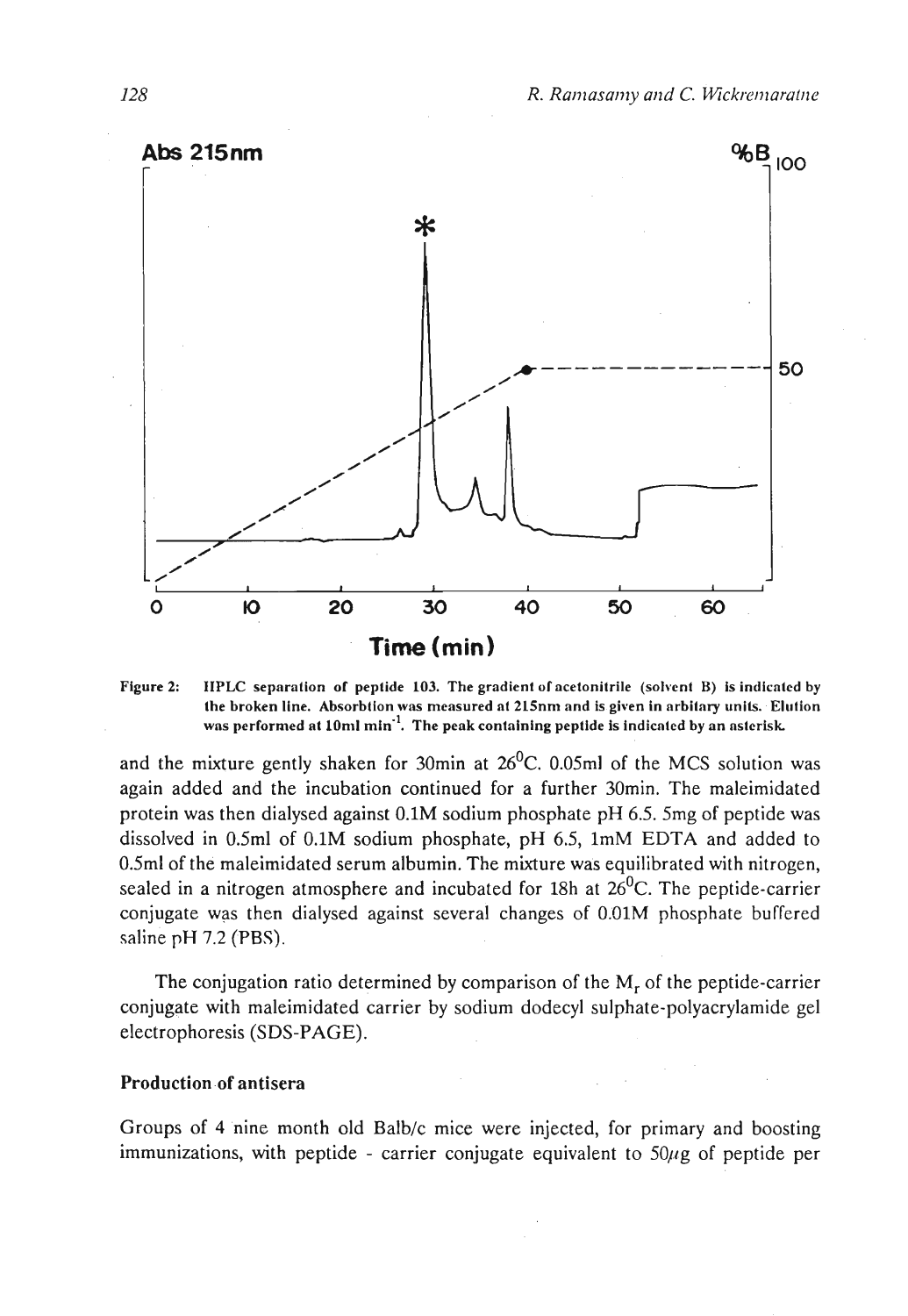**Figure 2:** HPLC separation of peptide 103. The gradient of acetonitrile (solvent B) is indicated by the broken line. Absorbtion was measured at 215nm and is given in arbitary units. Elution was performed at 10ml min$^{-1}$. The peak containing peptide is indicated by an asterisk.

and the mixture gently shaken for 30min at 26$^0$C. 0.05ml of the MCS solution was again added and the incubation continued for a further 30min. The maleimidated protein was then dialysed against 0.1M sodium phosphate pH 6.5. 5mg of peptide was dissolved in 0.5ml of 0.1M sodium phosphate, pH 6.5, 1mM EDTA and added to 0.5ml of the maleimidated serum albumin. The mixture was equilibrated with nitrogen, sealed in a nitrogen atmosphere and incubated for 18h at 26$^0$C. The peptide-carrier conjugate was then dialysed against several changes of 0.01M phosphate buffered saline pH 7.2 (PBS).

The conjugation ratio determined by comparison of the $M_r$ of the peptide-carrier conjugate with maleimidated carrier by sodium dodecyl sulphate-polyacrylamide gel electrophoresis (SDS-PAGE).

**Production of antisera**

Groups of 4 nine month old Balb/c mice were injected, for primary and boosting immunizations, with peptide - carrier conjugate equivalent to 50$\mu$g of peptide per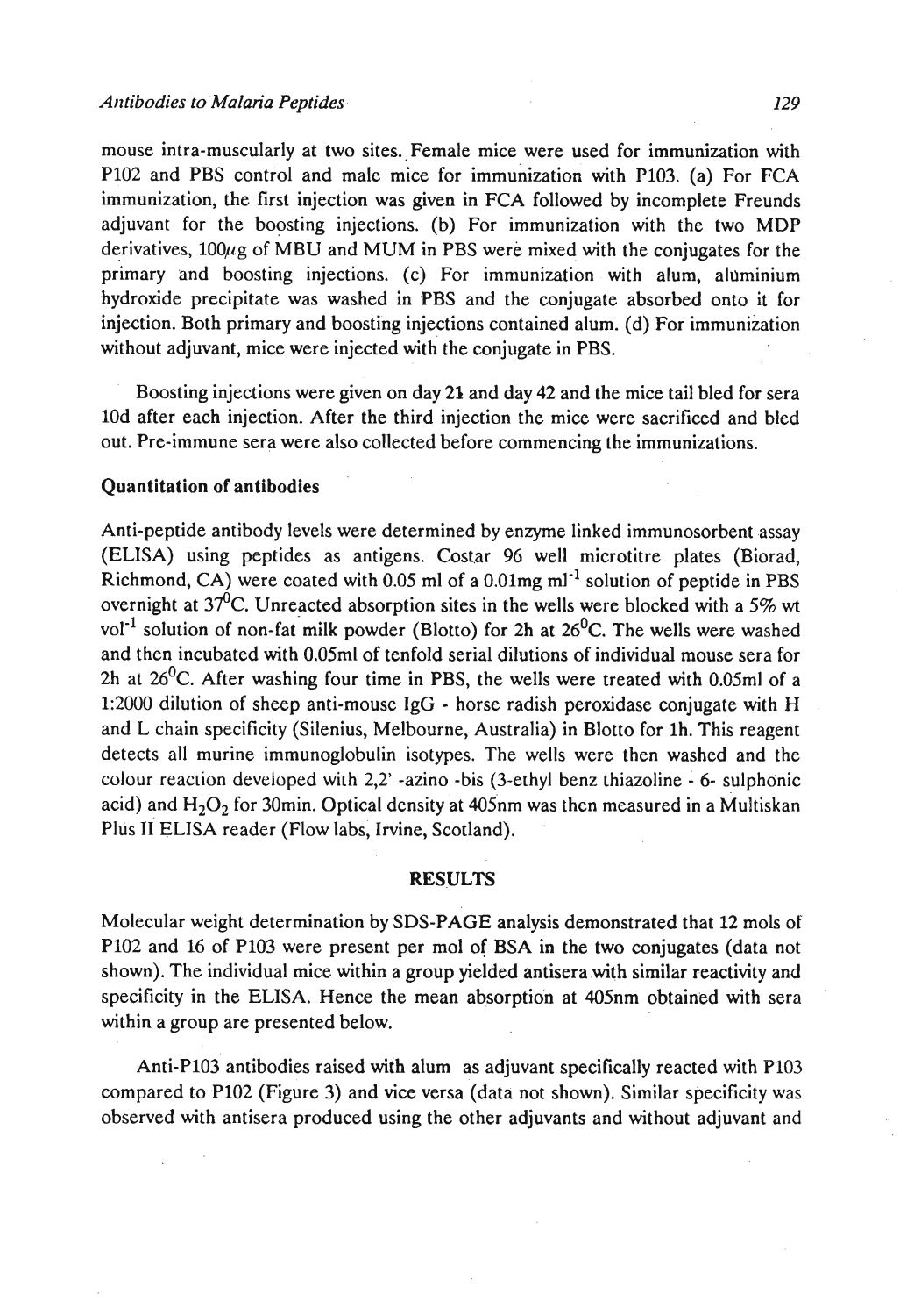mouse intra-muscularly at two sites. Female mice were used for immunization with P102 and PBS control and male mice for immunization with P103. (a) For FCA immunization, the first injection was given in FCA followed by incomplete Freunds adjuvant for the boosting injections. (b) For immunization with the two MDP derivatives, 100$\mu$g of MBU and MUM in PBS were mixed with the conjugates for the primary and boosting injections. (c) For immunization with alum, aluminium hydroxide precipitate was washed in PBS and the conjugate absorbed onto it for injection. Both primary and boosting injections contained alum. (d) For immunization without adjuvant, mice were injected with the conjugate in PBS.

Boosting injections were given on day 21 and day 42 and the mice tail bled for sera 10d after each injection. After the third injection the mice were sacrificed and bled out. Pre-immune sera were also collected before commencing the immunizations.

### Quantitation of antibodies

Anti-peptide antibody levels were determined by enzyme linked immunosorbent assay (ELISA) using peptides as antigens. Costar 96 well microtitre plates (Biorad, Richmond, CA) were coated with 0.05 ml of a 0.01mg $ml^{-1}$ solution of peptide in PBS overnight at $37^0$C. Unreacted absorption sites in the wells were blocked with a 5% wt $vol^{-1}$ solution of non-fat milk powder (Blotto) for 2h at $26^0$C. The wells were washed and then incubated with 0.05ml of tenfold serial dilutions of individual mouse sera for 2h at $26^0$C. After washing four time in PBS, the wells were treated with 0.05ml of a 1:2000 dilution of sheep anti-mouse IgG - horse radish peroxidase conjugate with H and L chain specificity (Silenius, Melbourne, Australia) in Blotto for 1h. This reagent detects all murine immunoglobulin isotypes. The wells were then washed and the colour reaction developed with 2,2' -azino -bis (3-ethyl benz thiazoline - 6- sulphonic acid) and $H_2O_2$ for 30min. Optical density at 405nm was then measured in a Multiskan Plus II ELISA reader (Flow labs, Irvine, Scotland).

## RESULTS

Molecular weight determination by SDS-PAGE analysis demonstrated that 12 mols of P102 and 16 of P103 were present per mol of BSA in the two conjugates (data not shown). The individual mice within a group yielded antisera with similar reactivity and specificity in the ELISA. Hence the mean absorption at 405nm obtained with sera within a group are presented below.

Anti-P103 antibodies raised with alum as adjuvant specifically reacted with P103 compared to P102 (Figure 3) and vice versa (data not shown). Similar specificity was observed with antisera produced using the other adjuvants and without adjuvant and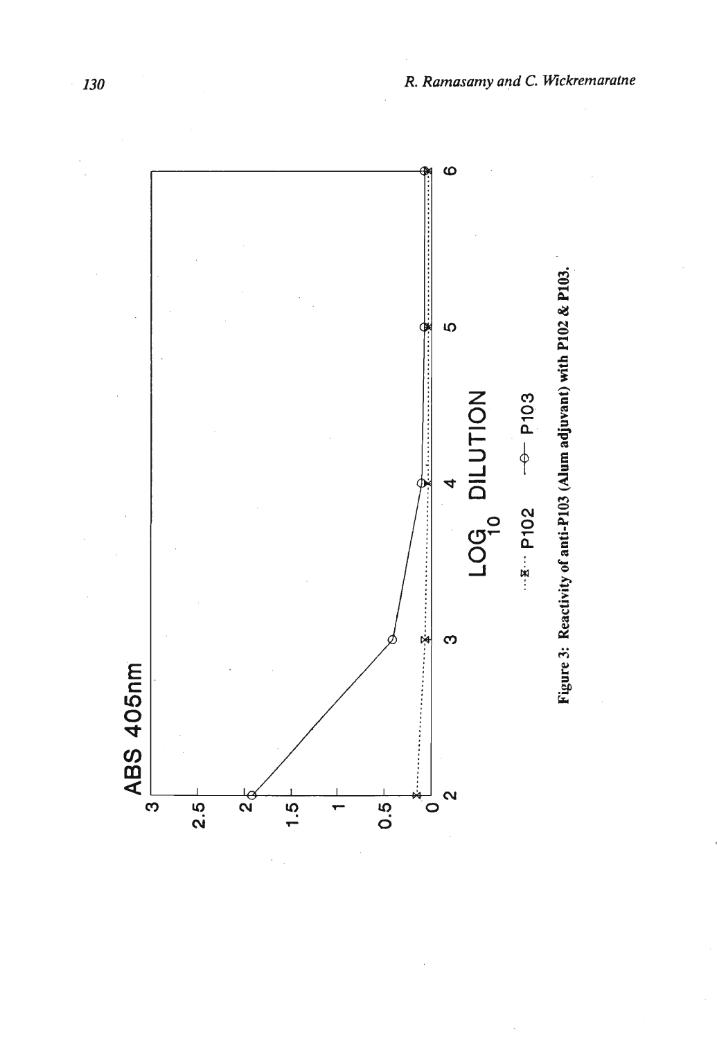Figure 3: Reactivity of anti-P103 (Alum adjuvant) with P102 & P103.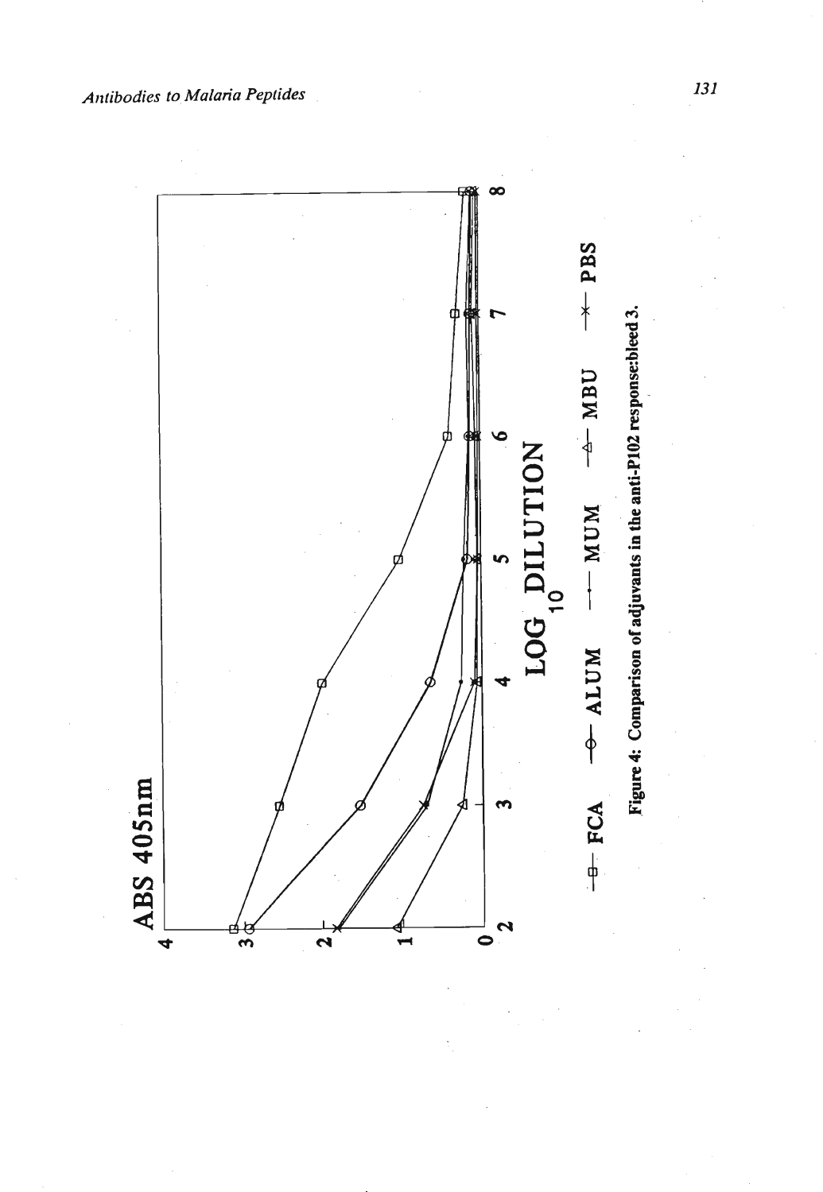ABS 405nm

LOG$_{10}$ DILUTION

FCA — ALUM — MUM — MBU — PBS

Figure 4: Comparison of adjuvants in the anti-P102 response:bleed 3.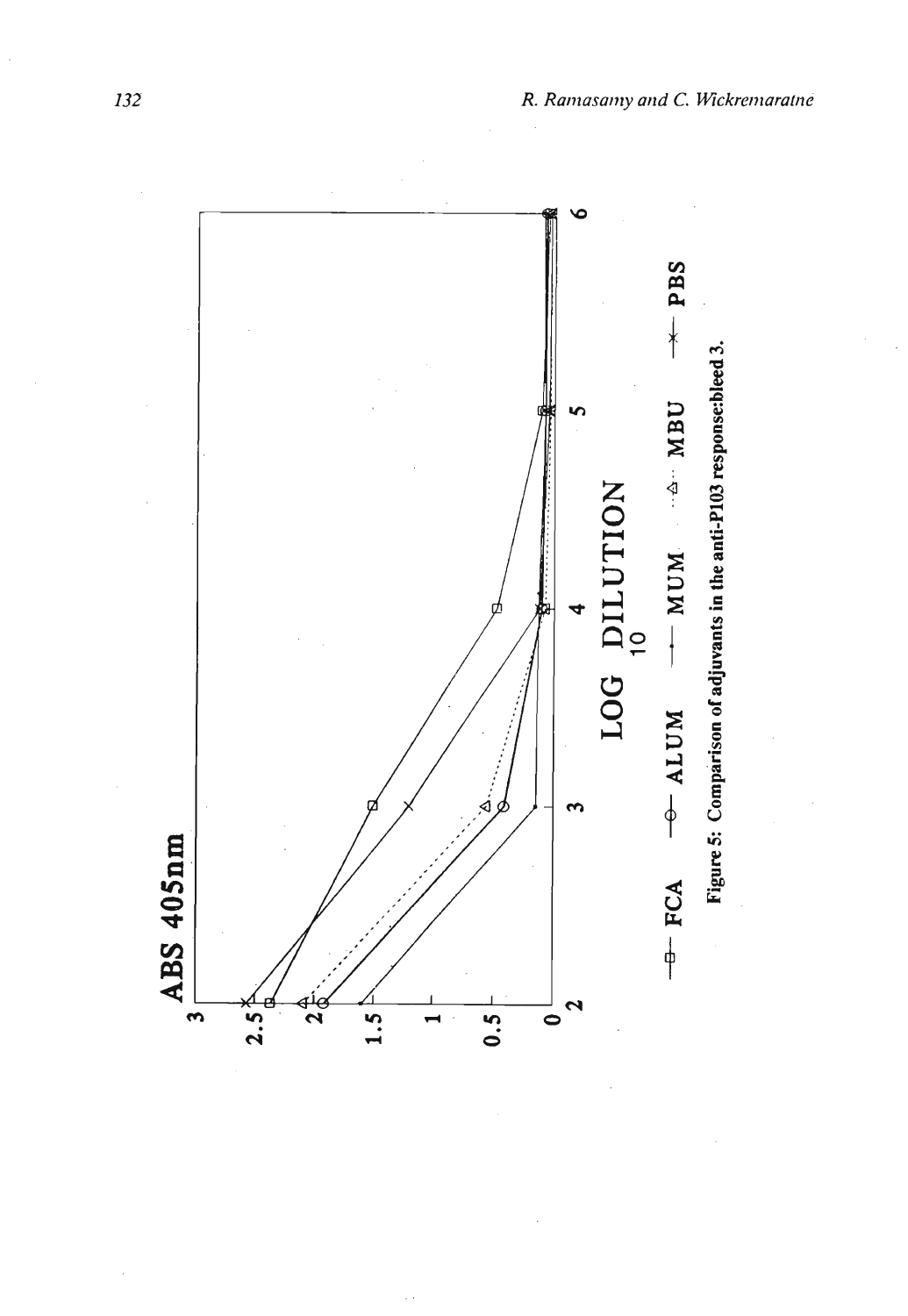Figure 5: Comparison of adjuvants in the anti-P103 response:bleed 3.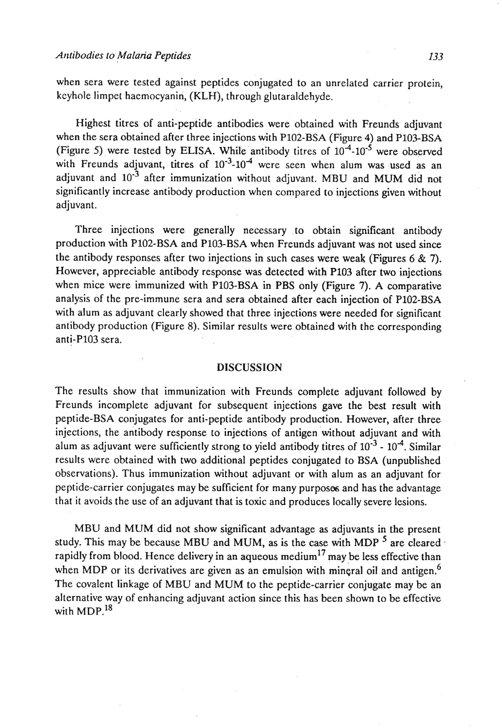when sera were tested against peptides conjugated to an unrelated carrier protein, keyhole limpet haemocyanin, (KLH), through glutaraldehyde.

Highest titres of anti-peptide antibodies were obtained with Freunds adjuvant when the sera obtained after three injections with P102-BSA (Figure 4) and P103-BSA (Figure 5) were tested by ELISA. While antibody titres of $10^{-4}$-$10^{-5}$ were observed with Freunds adjuvant, titres of $10^{-3}$-$10^{-4}$ were seen when alum was used as an adjuvant and $10^{-3}$ after immunization without adjuvant. MBU and MUM did not significantly increase antibody production when compared to injections given without adjuvant.

Three injections were generally necessary to obtain significant antibody production with P102-BSA and P103-BSA when Freunds adjuvant was not used since the antibody responses after two injections in such cases were weak (Figures 6 & 7). However, appreciable antibody response was detected with P103 after two injections when mice were immunized with P103-BSA in PBS only (Figure 7). A comparative analysis of the pre-immune sera and sera obtained after each injection of P102-BSA with alum as adjuvant clearly showed that three injections were needed for significant antibody production (Figure 8). Similar results were obtained with the corresponding anti-P103 sera.

## DISCUSSION

The results show that immunization with Freunds complete adjuvant followed by Freunds incomplete adjuvant for subsequent injections gave the best result with peptide-BSA conjugates for anti-peptide antibody production. However, after three injections, the antibody response to injections of antigen without adjuvant and with alum as adjuvant were sufficiently strong to yield antibody titres of $10^{-3}$ - $10^{-4}$. Similar results were obtained with two additional peptides conjugated to BSA (unpublished observations). Thus immunization without adjuvant or with alum as an adjuvant for peptide-carrier conjugates may be sufficient for many purposes and has the advantage that it avoids the use of an adjuvant that is toxic and produces locally severe lesions.

MBU and MUM did not show significant advantage as adjuvants in the present study. This may be because MBU and MUM, as is the case with MDP [5] are cleared rapidly from blood. Hence delivery in an aqueous medium[17] may be less effective than when MDP or its derivatives are given as an emulsion with mineral oil and antigen.[6] The covalent linkage of MBU and MUM to the peptide-carrier conjugate may be an alternative way of enhancing adjuvant action since this has been shown to be effective with MDP.[18]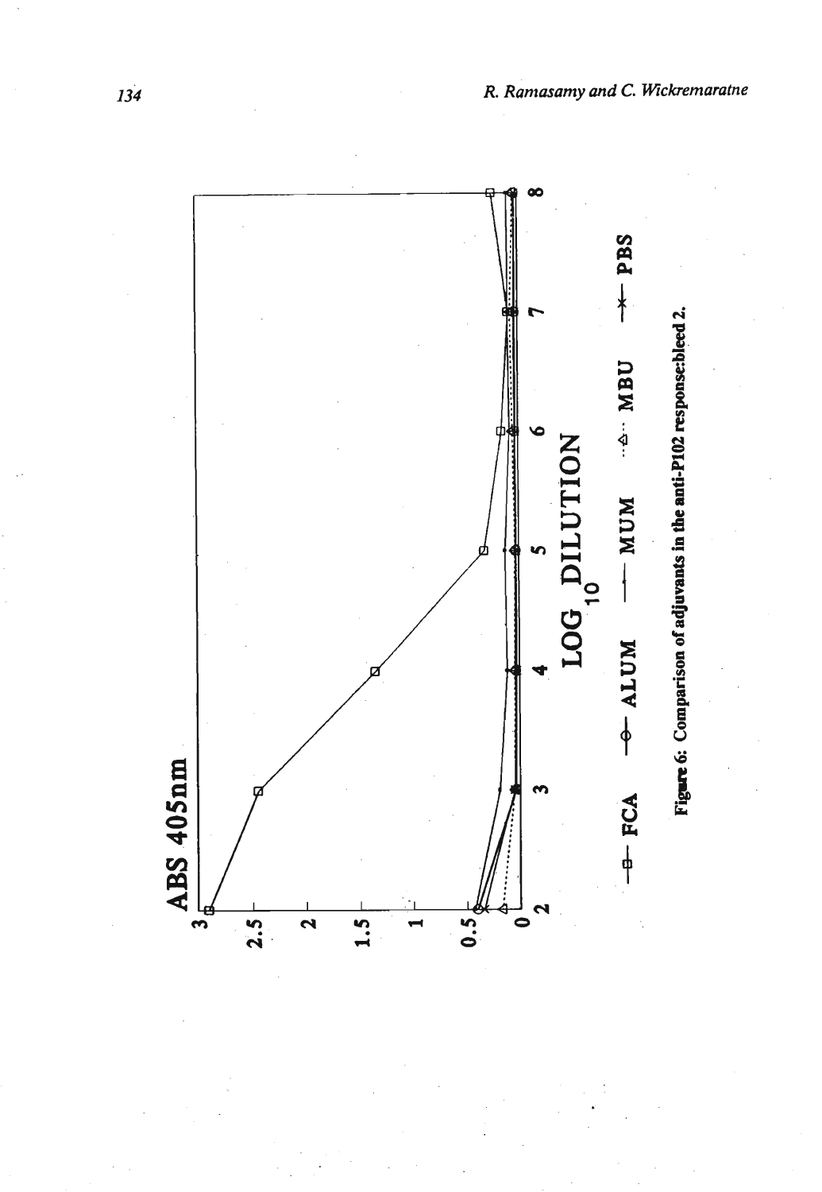Figure 6: Comparison of adjuvants in the anti-P102 response:bleed 2.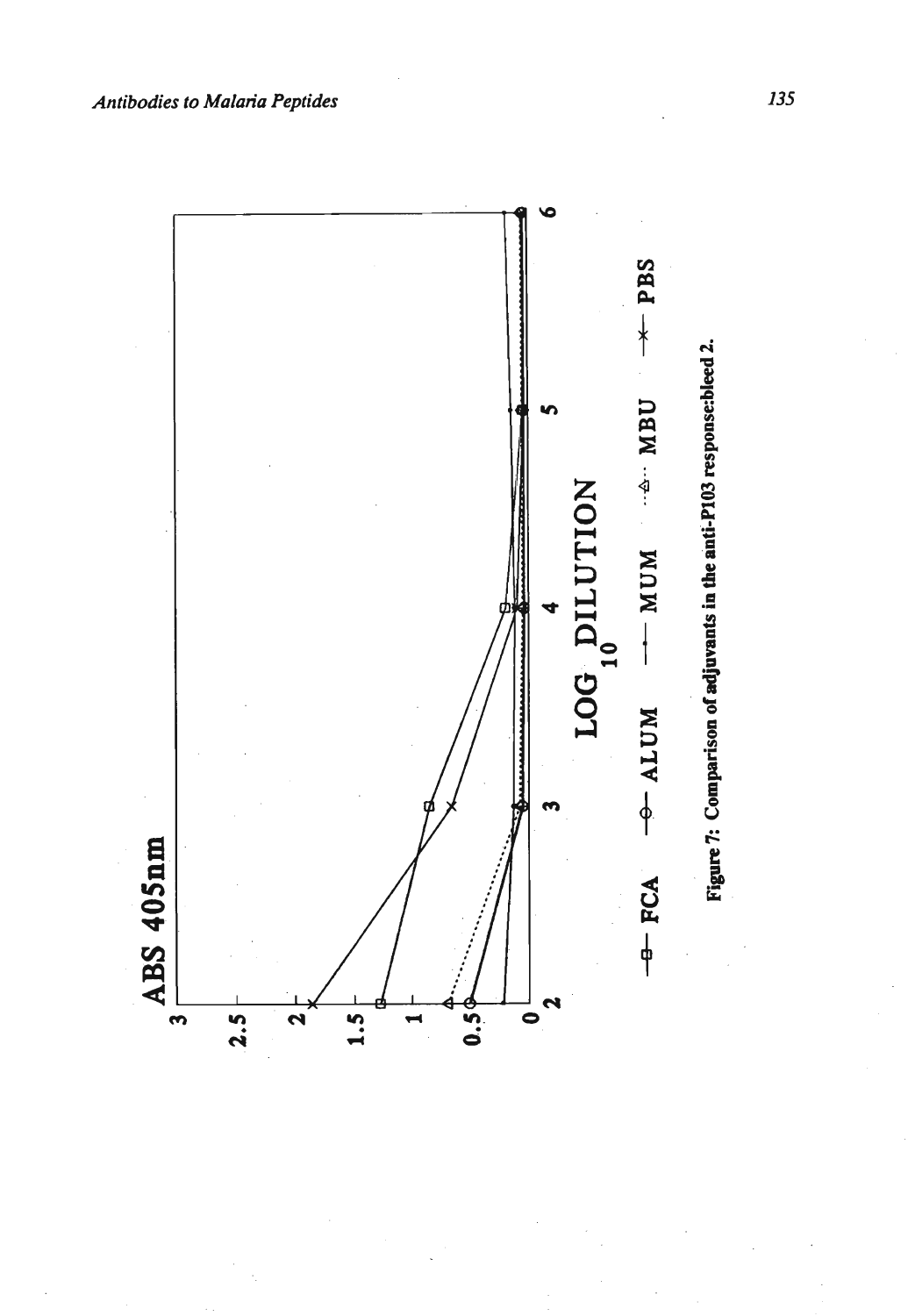ABS 405nm

LOG$_{10}$ DILUTION

FCA — ALUM — MUM — MBU — PBS

Figure 7: Comparison of adjuvants in the anti-P103 response:bleed 2.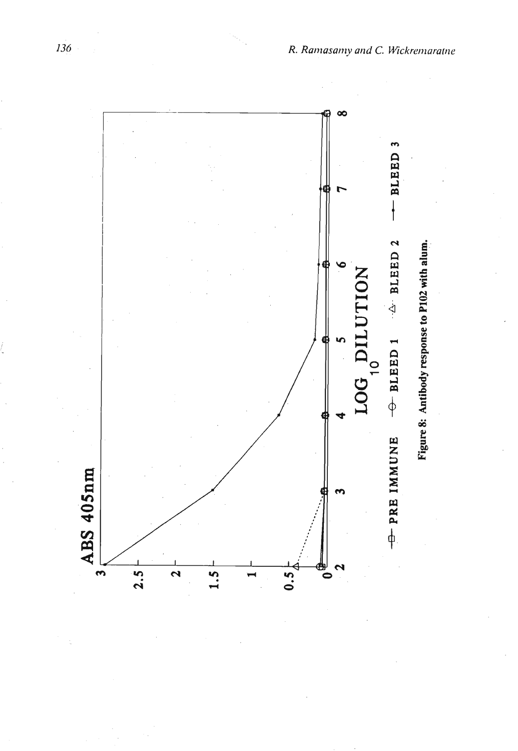Figure 8: Antibody response to P102 with alum.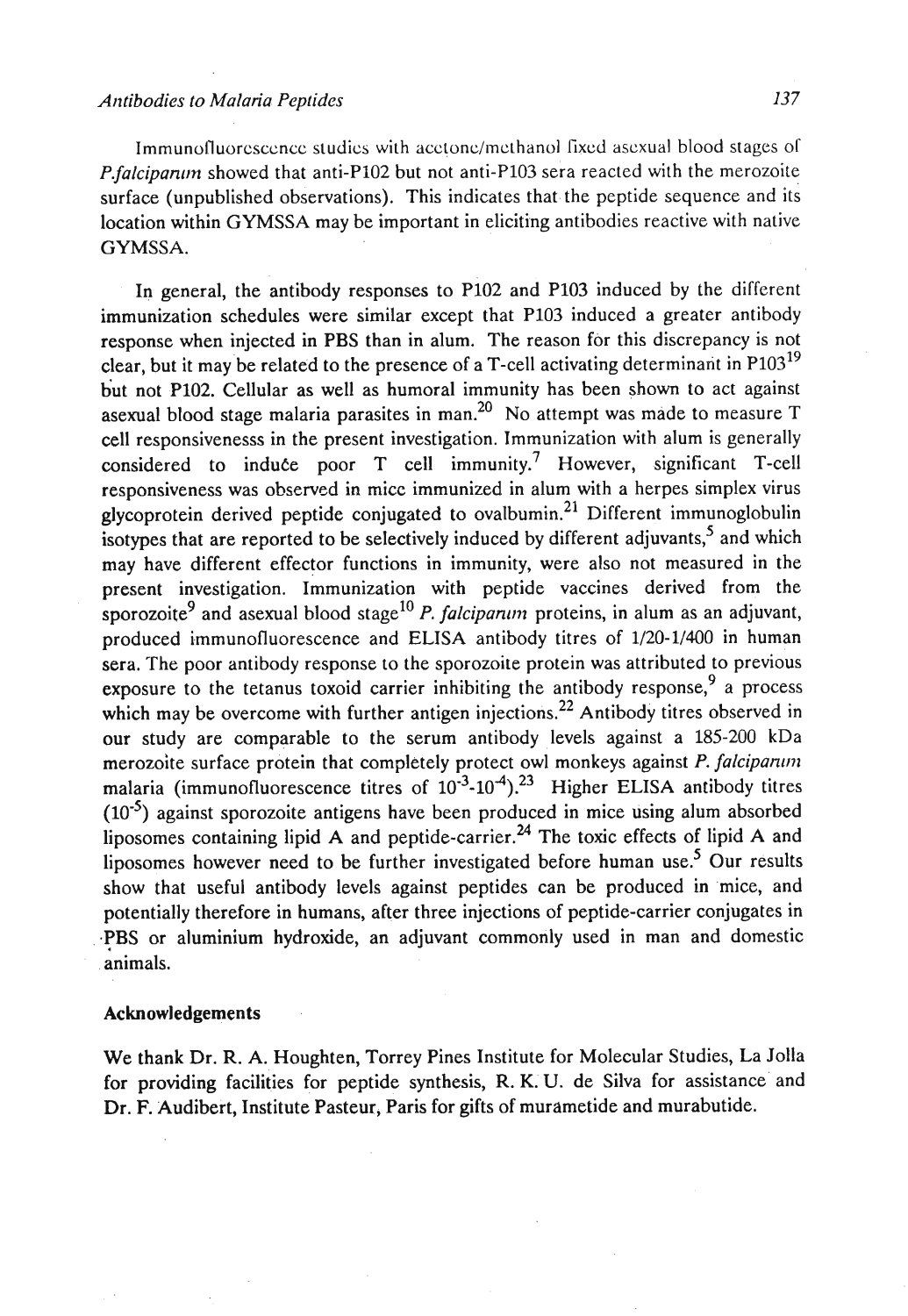Immunofluorescence studies with acetone/methanol fixed asexual blood stages of *P.falciparum* showed that anti-P102 but not anti-P103 sera reacted with the merozoite surface (unpublished observations). This indicates that the peptide sequence and its location within GYMSSA may be important in eliciting antibodies reactive with native GYMSSA.

In general, the antibody responses to P102 and P103 induced by the different immunization schedules were similar except that P103 induced a greater antibody response when injected in PBS than in alum. The reason for this discrepancy is not clear, but it may be related to the presence of a T-cell activating determinant in P103[19] but not P102. Cellular as well as humoral immunity has been shown to act against asexual blood stage malaria parasites in man.[20] No attempt was made to measure T cell responsivenesss in the present investigation. Immunization with alum is generally considered to induce poor T cell immunity.[7] However, significant T-cell responsiveness was observed in mice immunized in alum with a herpes simplex virus glycoprotein derived peptide conjugated to ovalbumin.[21] Different immunoglobulin isotypes that are reported to be selectively induced by different adjuvants,[5] and which may have different effector functions in immunity, were also not measured in the present investigation. Immunization with peptide vaccines derived from the sporozoite[9] and asexual blood stage[10] *P. falciparum* proteins, in alum as an adjuvant, produced immunofluorescence and ELISA antibody titres of 1/20-1/400 in human sera. The poor antibody response to the sporozoite protein was attributed to previous exposure to the tetanus toxoid carrier inhibiting the antibody response,[9] a process which may be overcome with further antigen injections.[22] Antibody titres observed in our study are comparable to the serum antibody levels against a 185-200 kDa merozoite surface protein that completely protect owl monkeys against *P. falciparum* malaria (immunofluorescence titres of $10^{-3}$-$10^{-4}$).[23] Higher ELISA antibody titres ($10^{-5}$) against sporozoite antigens have been produced in mice using alum absorbed liposomes containing lipid A and peptide-carrier.[24] The toxic effects of lipid A and liposomes however need to be further investigated before human use.[5] Our results show that useful antibody levels against peptides can be produced in mice, and potentially therefore in humans, after three injections of peptide-carrier conjugates in PBS or aluminium hydroxide, an adjuvant commonly used in man and domestic animals.

## Acknowledgements

We thank Dr. R. A. Houghten, Torrey Pines Institute for Molecular Studies, La Jolla for providing facilities for peptide synthesis, R. K. U. de Silva for assistance and Dr. F. Audibert, Institute Pasteur, Paris for gifts of murametide and murabutide.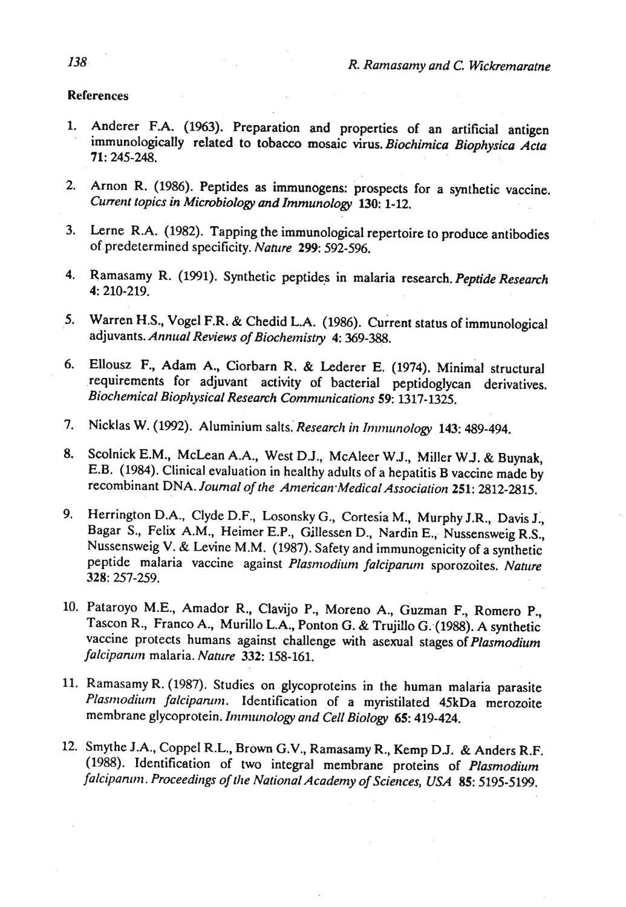## References

1. Anderer F.A. (1963). Preparation and properties of an artificial antigen immunologically related to tobacco mosaic virus. *Biochimica Biophysica Acta* **71**: 245-248.

2. Arnon R. (1986). Peptides as immunogens: prospects for a synthetic vaccine. *Current topics in Microbiology and Immunology* **130**: 1-12.

3. Lerne R.A. (1982). Tapping the immunological repertoire to produce antibodies of predetermined specificity. *Nature* **299**: 592-596.

4. Ramasamy R. (1991). Synthetic peptides in malaria research. *Peptide Research* **4**: 210-219.

5. Warren H.S., Vogel F.R. & Chedid L.A. (1986). Current status of immunological adjuvants. *Annual Reviews of Biochemistry* **4**: 369-388.

6. Ellousz F., Adam A., Ciorbarn R. & Lederer E. (1974). Minimal structural requirements for adjuvant activity of bacterial peptidoglycan derivatives. *Biochemical Biophysical Research Communications* **59**: 1317-1325.

7. Nicklas W. (1992). Aluminium salts. *Research in Immunology* **143**: 489-494.

8. Scolnick E.M., McLean A.A., West D.J., McAleer W.J., Miller W.J. & Buynak, E.B. (1984). Clinical evaluation in healthy adults of a hepatitis B vaccine made by recombinant DNA. *Journal of the American Medical Association* **251**: 2812-2815.

9. Herrington D.A., Clyde D.F., Losonsky G., Cortesia M., Murphy J.R., Davis J., Bagar S., Felix A.M., Heimer E.P., Gillessen D., Nardin E., Nussensweig R.S., Nussensweig V. & Levine M.M. (1987). Safety and immunogenicity of a synthetic peptide malaria vaccine against *Plasmodium falciparum* sporozoites. *Nature* **328**: 257-259.

10. Pataroyo M.E., Amador R., Clavijo P., Moreno A., Guzman F., Romero P., Tascon R., Franco A., Murillo L.A., Ponton G. & Trujillo G. (1988). A synthetic vaccine protects humans against challenge with asexual stages of *Plasmodium falciparum* malaria. *Nature* **332**: 158-161.

11. Ramasamy R. (1987). Studies on glycoproteins in the human malaria parasite *Plasmodium falciparum*. Identification of a myristilated 45kDa merozoite membrane glycoprotein. *Immunology and Cell Biology* **65**: 419-424.

12. Smythe J.A., Coppel R.L., Brown G.V., Ramasamy R., Kemp D.J. & Anders R.F. (1988). Identification of two integral membrane proteins of *Plasmodium falciparum*. *Proceedings of the National Academy of Sciences, USA* **85**: 5195-5199.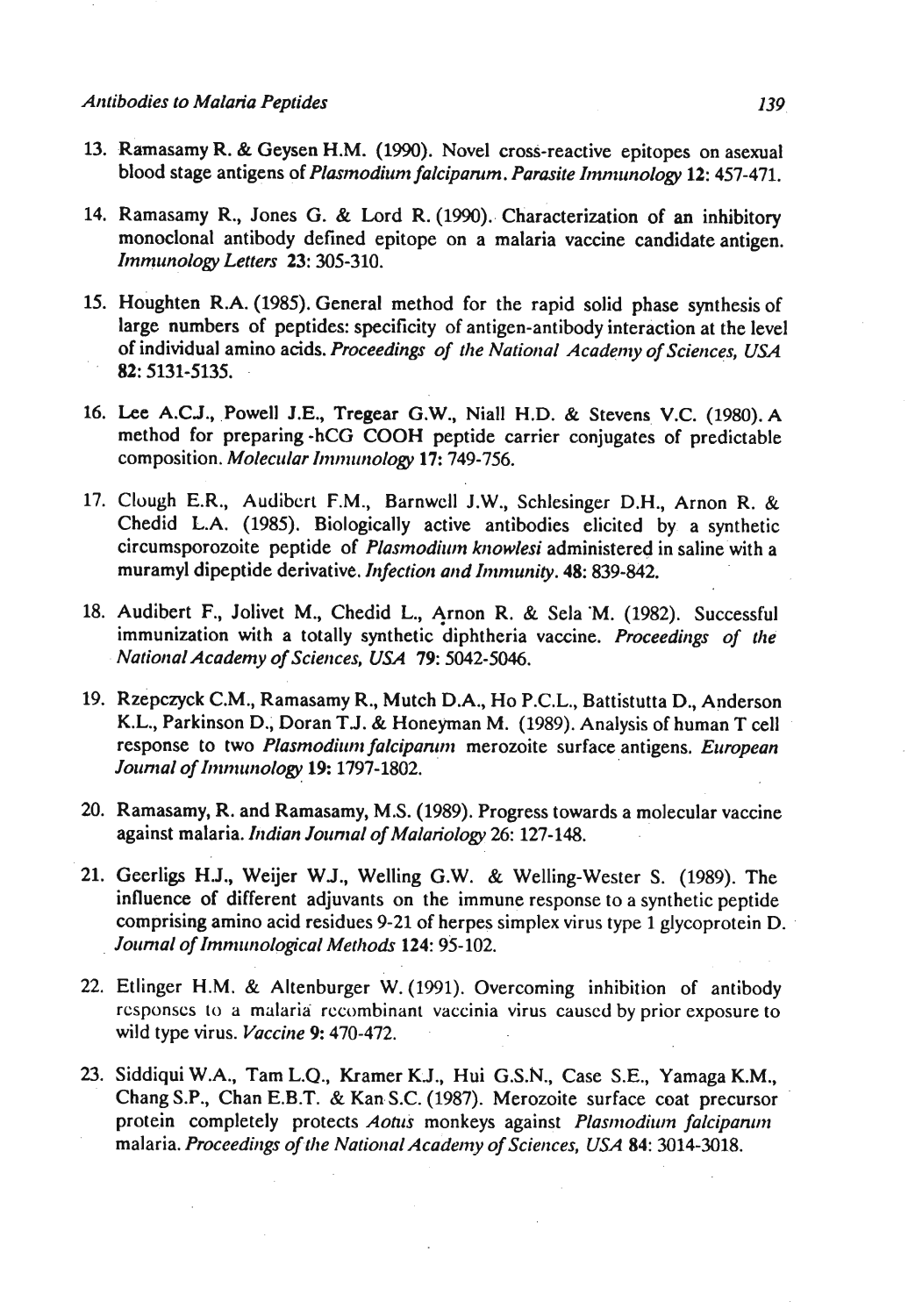13. Ramasamy R. & Geysen H.M. (1990). Novel cross-reactive epitopes on asexual blood stage antigens of *Plasmodium falciparum*. *Parasite Immunology* **12**: 457-471.

14. Ramasamy R., Jones G. & Lord R. (1990). Characterization of an inhibitory monoclonal antibody defined epitope on a malaria vaccine candidate antigen. *Immunology Letters* **23**: 305-310.

15. Houghten R.A. (1985). General method for the rapid solid phase synthesis of large numbers of peptides: specificity of antigen-antibody interaction at the level of individual amino acids. *Proceedings of the National Academy of Sciences, USA* **82**: 5131-5135.

16. Lee A.C.J., Powell J.E., Tregear G.W., Niall H.D. & Stevens V.C. (1980). A method for preparing -hCG COOH peptide carrier conjugates of predictable composition. *Molecular Immunology* **17**: 749-756.

17. Clough E.R., Audibert F.M., Barnwell J.W., Schlesinger D.H., Arnon R. & Chedid L.A. (1985). Biologically active antibodies elicited by a synthetic circumsporozoite peptide of *Plasmodium knowlesi* administered in saline with a muramyl dipeptide derivative. *Infection and Immunity*. **48**: 839-842.

18. Audibert F., Jolivet M., Chedid L., Arnon R. & Sela M. (1982). Successful immunization with a totally synthetic diphtheria vaccine. *Proceedings of the National Academy of Sciences, USA* **79**: 5042-5046.

19. Rzepczyck C.M., Ramasamy R., Mutch D.A., Ho P.C.L., Battistutta D., Anderson K.L., Parkinson D., Doran T.J. & Honeyman M. (1989). Analysis of human T cell response to two *Plasmodium falciparum* merozoite surface antigens. *European Journal of Immunology* **19**: 1797-1802.

20. Ramasamy, R. and Ramasamy, M.S. (1989). Progress towards a molecular vaccine against malaria. *Indian Journal of Malariology* 26: 127-148.

21. Geerligs H.J., Weijer W.J., Welling G.W. & Welling-Wester S. (1989). The influence of different adjuvants on the immune response to a synthetic peptide comprising amino acid residues 9-21 of herpes simplex virus type 1 glycoprotein D. *Journal of Immunological Methods* **124**: 95-102.

22. Etlinger H.M. & Altenburger W. (1991). Overcoming inhibition of antibody responses to a malaria recombinant vaccinia virus caused by prior exposure to wild type virus. *Vaccine* **9**: 470-472.

23. Siddiqui W.A., Tam L.Q., Kramer K.J., Hui G.S.N., Case S.E., Yamaga K.M., Chang S.P., Chan E.B.T. & Kan S.C. (1987). Merozoite surface coat precursor protein completely protects *Aotus* monkeys against *Plasmodium falciparum* malaria. *Proceedings of the National Academy of Sciences, USA* **84**: 3014-3018.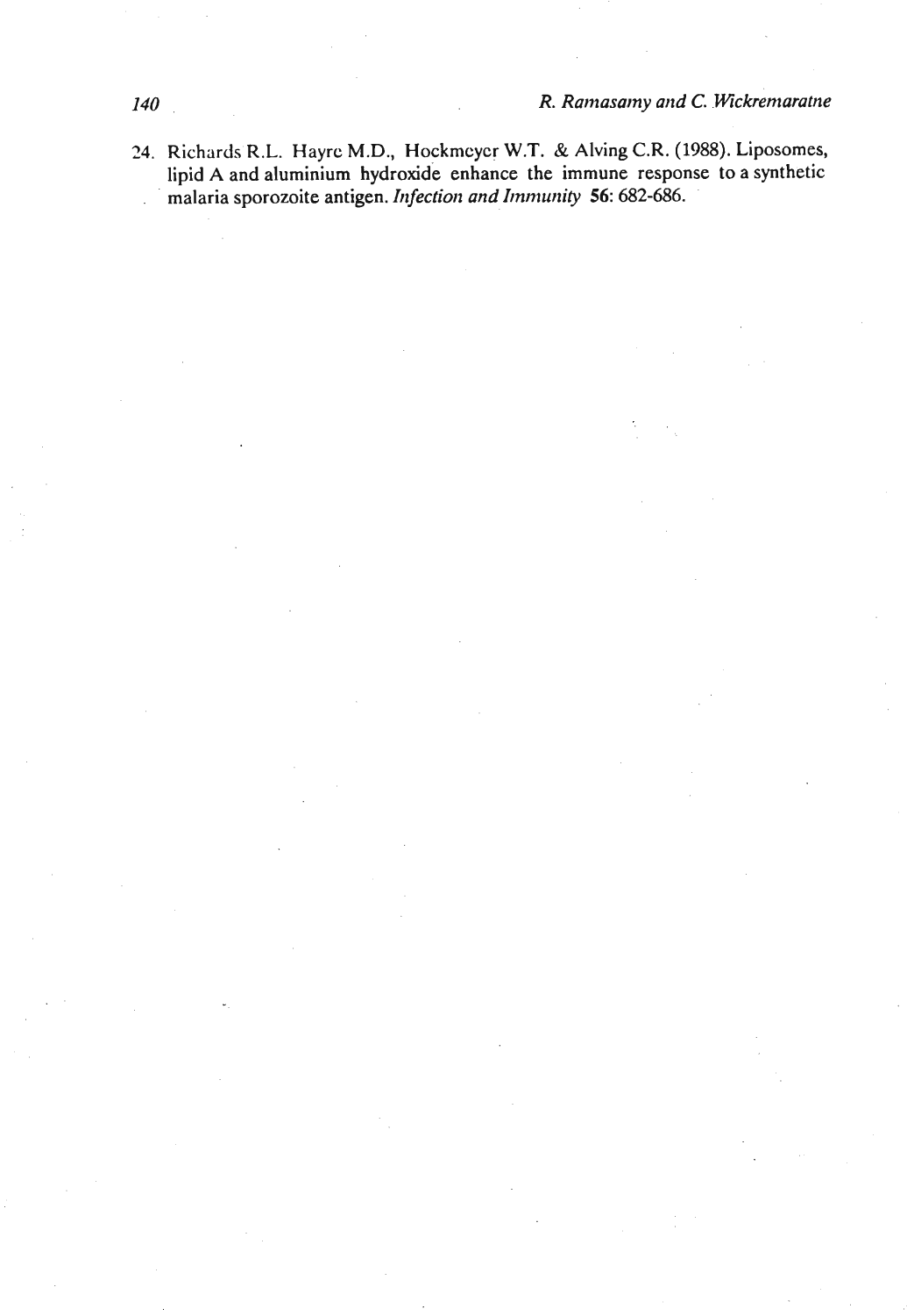24. Richards R.L. Hayre M.D., Hockmeyer W.T. & Alving C.R. (1988). Liposomes, lipid A and aluminium hydroxide enhance the immune response to a synthetic malaria sporozoite antigen. *Infection and Immunity* **56**: 682-686.